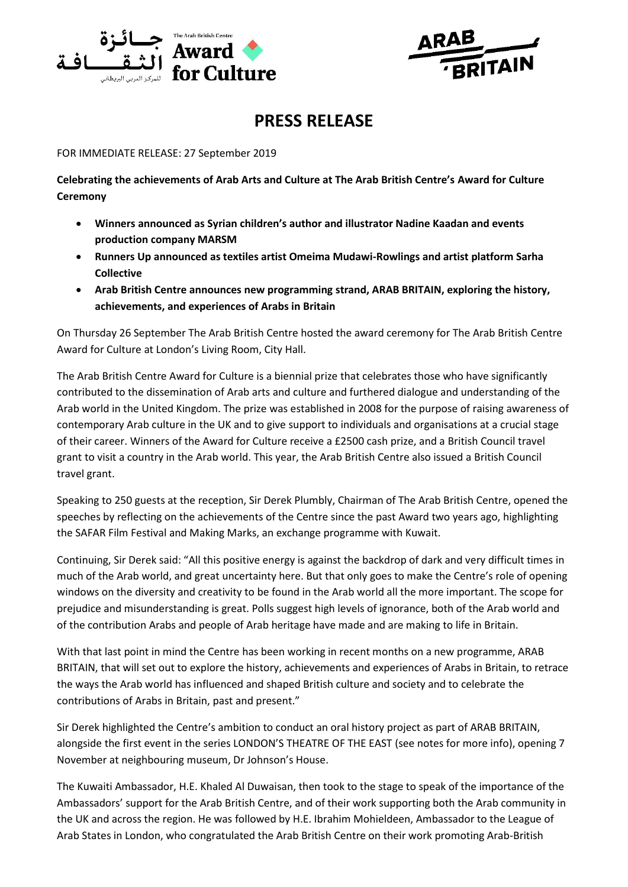جـــائـزة الثـقـــافـة للمركز العربي البريطاني

The Arab British Centre Award for Culture

ARAB BRITAIN

# PRESS RELEASE

FOR IMMEDIATE RELEASE: 27 September 2019

**Celebrating the achievements of Arab Arts and Culture at The Arab British Centre's Award for Culture Ceremony**

- **Winners announced as Syrian children's author and illustrator Nadine Kaadan and events production company MARSM**
- **Runners Up announced as textiles artist Omeima Mudawi-Rowlings and artist platform Sarha Collective**
- **Arab British Centre announces new programming strand, ARAB BRITAIN, exploring the history, achievements, and experiences of Arabs in Britain**

On Thursday 26 September The Arab British Centre hosted the award ceremony for The Arab British Centre Award for Culture at London's Living Room, City Hall.

The Arab British Centre Award for Culture is a biennial prize that celebrates those who have significantly contributed to the dissemination of Arab arts and culture and furthered dialogue and understanding of the Arab world in the United Kingdom. The prize was established in 2008 for the purpose of raising awareness of contemporary Arab culture in the UK and to give support to individuals and organisations at a crucial stage of their career. Winners of the Award for Culture receive a £2500 cash prize, and a British Council travel grant to visit a country in the Arab world. This year, the Arab British Centre also issued a British Council travel grant.

Speaking to 250 guests at the reception, Sir Derek Plumbly, Chairman of The Arab British Centre, opened the speeches by reflecting on the achievements of the Centre since the past Award two years ago, highlighting the SAFAR Film Festival and Making Marks, an exchange programme with Kuwait.

Continuing, Sir Derek said: "All this positive energy is against the backdrop of dark and very difficult times in much of the Arab world, and great uncertainty here. But that only goes to make the Centre's role of opening windows on the diversity and creativity to be found in the Arab world all the more important. The scope for prejudice and misunderstanding is great. Polls suggest high levels of ignorance, both of the Arab world and of the contribution Arabs and people of Arab heritage have made and are making to life in Britain.

With that last point in mind the Centre has been working in recent months on a new programme, ARAB BRITAIN, that will set out to explore the history, achievements and experiences of Arabs in Britain, to retrace the ways the Arab world has influenced and shaped British culture and society and to celebrate the contributions of Arabs in Britain, past and present."

Sir Derek highlighted the Centre's ambition to conduct an oral history project as part of ARAB BRITAIN, alongside the first event in the series LONDON'S THEATRE OF THE EAST (see notes for more info), opening 7 November at neighbouring museum, Dr Johnson's House.

The Kuwaiti Ambassador, H.E. Khaled Al Duwaisan, then took to the stage to speak of the importance of the Ambassadors' support for the Arab British Centre, and of their work supporting both the Arab community in the UK and across the region. He was followed by H.E. Ibrahim Mohieldeen, Ambassador to the League of Arab States in London, who congratulated the Arab British Centre on their work promoting Arab-British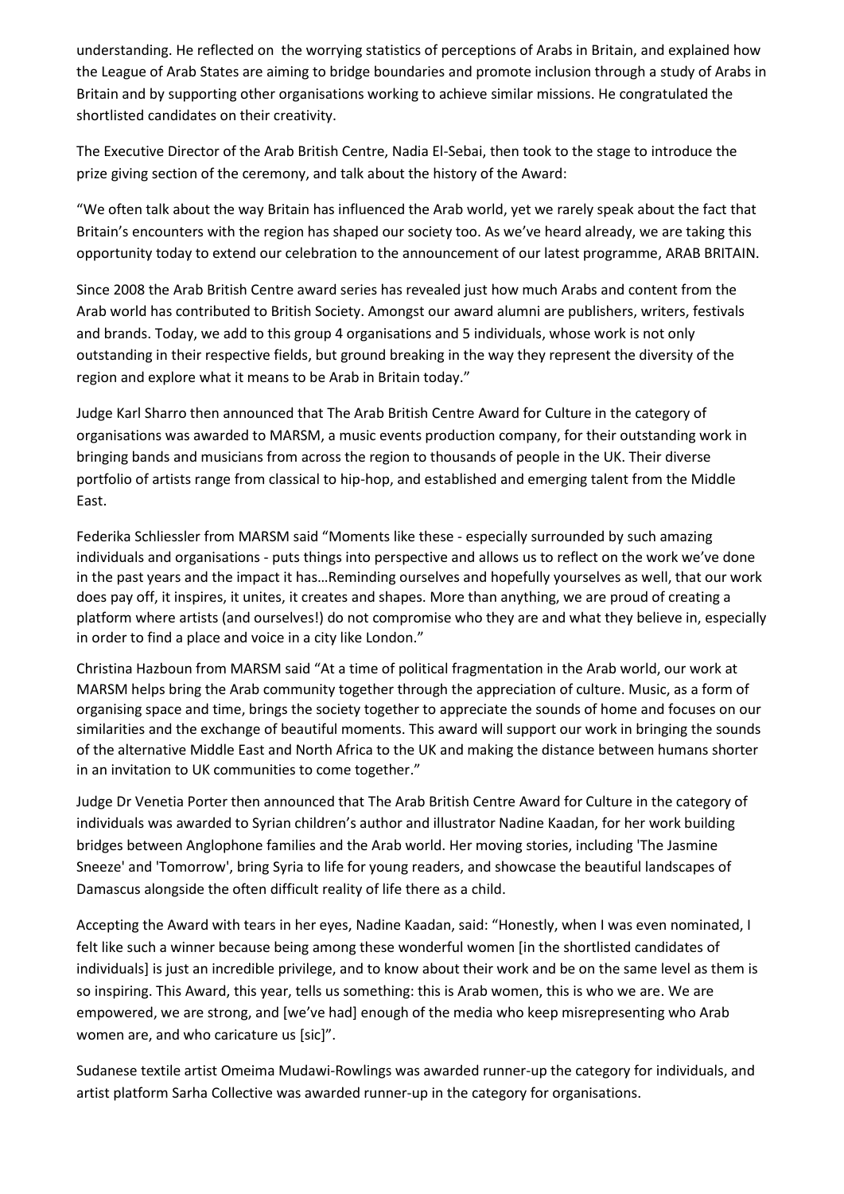understanding. He reflected on the worrying statistics of perceptions of Arabs in Britain, and explained how the League of Arab States are aiming to bridge boundaries and promote inclusion through a study of Arabs in Britain and by supporting other organisations working to achieve similar missions. He congratulated the shortlisted candidates on their creativity.

The Executive Director of the Arab British Centre, Nadia El-Sebai, then took to the stage to introduce the prize giving section of the ceremony, and talk about the history of the Award:

"We often talk about the way Britain has influenced the Arab world, yet we rarely speak about the fact that Britain's encounters with the region has shaped our society too. As we've heard already, we are taking this opportunity today to extend our celebration to the announcement of our latest programme, ARAB BRITAIN.

Since 2008 the Arab British Centre award series has revealed just how much Arabs and content from the Arab world has contributed to British Society. Amongst our award alumni are publishers, writers, festivals and brands. Today, we add to this group 4 organisations and 5 individuals, whose work is not only outstanding in their respective fields, but ground breaking in the way they represent the diversity of the region and explore what it means to be Arab in Britain today."

Judge Karl Sharro then announced that The Arab British Centre Award for Culture in the category of organisations was awarded to MARSM, a music events production company, for their outstanding work in bringing bands and musicians from across the region to thousands of people in the UK. Their diverse portfolio of artists range from classical to hip-hop, and established and emerging talent from the Middle East.

Federika Schliessler from MARSM said "Moments like these - especially surrounded by such amazing individuals and organisations - puts things into perspective and allows us to reflect on the work we've done in the past years and the impact it has…Reminding ourselves and hopefully yourselves as well, that our work does pay off, it inspires, it unites, it creates and shapes. More than anything, we are proud of creating a platform where artists (and ourselves!) do not compromise who they are and what they believe in, especially in order to find a place and voice in a city like London."

Christina Hazboun from MARSM said "At a time of political fragmentation in the Arab world, our work at MARSM helps bring the Arab community together through the appreciation of culture. Music, as a form of organising space and time, brings the society together to appreciate the sounds of home and focuses on our similarities and the exchange of beautiful moments. This award will support our work in bringing the sounds of the alternative Middle East and North Africa to the UK and making the distance between humans shorter in an invitation to UK communities to come together."

Judge Dr Venetia Porter then announced that The Arab British Centre Award for Culture in the category of individuals was awarded to Syrian children's author and illustrator Nadine Kaadan, for her work building bridges between Anglophone families and the Arab world. Her moving stories, including 'The Jasmine Sneeze' and 'Tomorrow', bring Syria to life for young readers, and showcase the beautiful landscapes of Damascus alongside the often difficult reality of life there as a child.

Accepting the Award with tears in her eyes, Nadine Kaadan, said: "Honestly, when I was even nominated, I felt like such a winner because being among these wonderful women [in the shortlisted candidates of individuals] is just an incredible privilege, and to know about their work and be on the same level as them is so inspiring. This Award, this year, tells us something: this is Arab women, this is who we are. We are empowered, we are strong, and [we've had] enough of the media who keep misrepresenting who Arab women are, and who caricature us [sic]".

Sudanese textile artist Omeima Mudawi-Rowlings was awarded runner-up the category for individuals, and artist platform Sarha Collective was awarded runner-up in the category for organisations.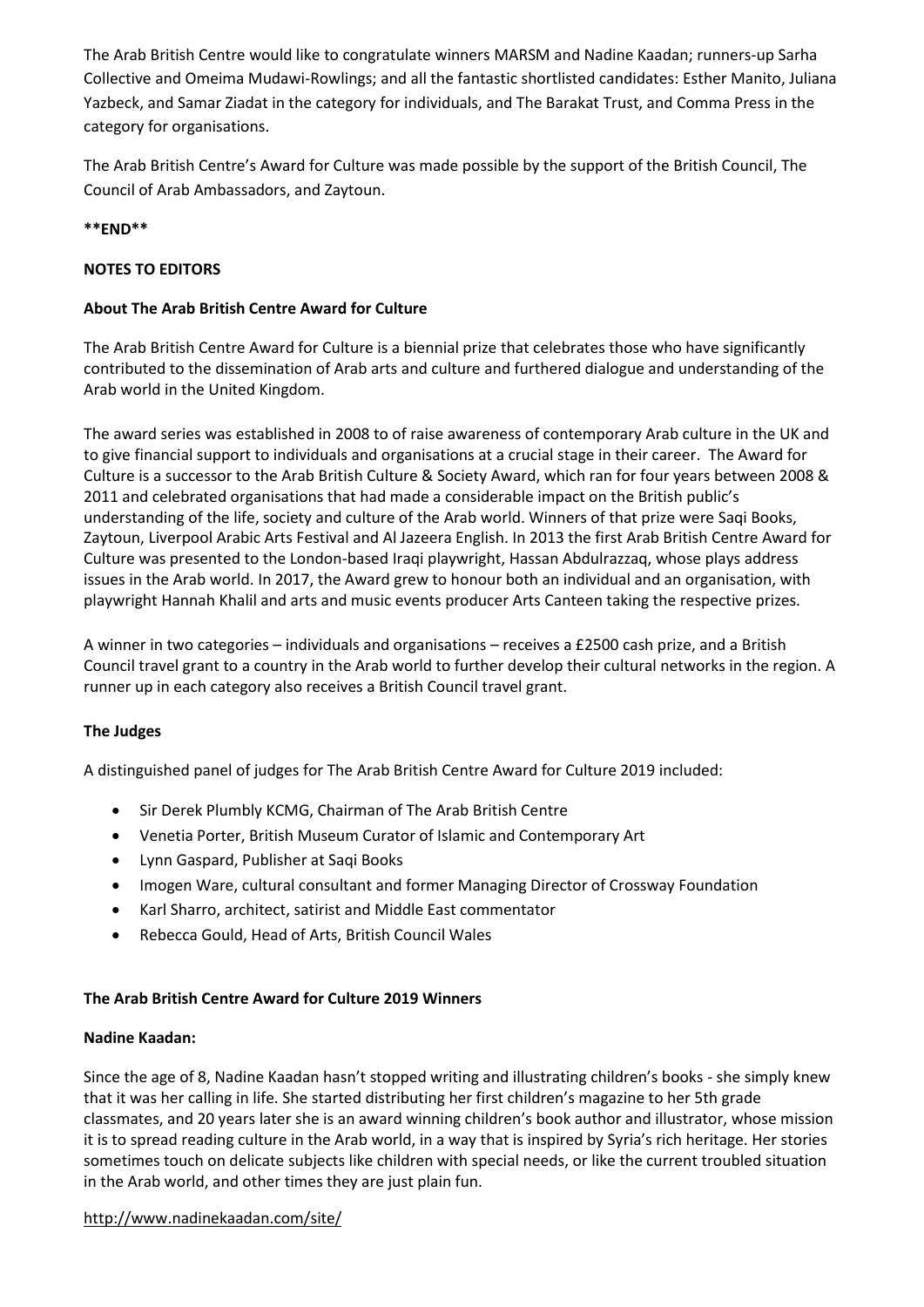The Arab British Centre would like to congratulate winners MARSM and Nadine Kaadan; runners-up Sarha Collective and Omeima Mudawi-Rowlings; and all the fantastic shortlisted candidates: Esther Manito, Juliana Yazbeck, and Samar Ziadat in the category for individuals, and The Barakat Trust, and Comma Press in the category for organisations.

The Arab British Centre's Award for Culture was made possible by the support of the British Council, The Council of Arab Ambassadors, and Zaytoun.

**\*\*END\*\***

**NOTES TO EDITORS**

**About The Arab British Centre Award for Culture**

The Arab British Centre Award for Culture is a biennial prize that celebrates those who have significantly contributed to the dissemination of Arab arts and culture and furthered dialogue and understanding of the Arab world in the United Kingdom.

The award series was established in 2008 to of raise awareness of contemporary Arab culture in the UK and to give financial support to individuals and organisations at a crucial stage in their career. The Award for Culture is a successor to the Arab British Culture & Society Award, which ran for four years between 2008 & 2011 and celebrated organisations that had made a considerable impact on the British public's understanding of the life, society and culture of the Arab world. Winners of that prize were Saqi Books, Zaytoun, Liverpool Arabic Arts Festival and Al Jazeera English. In 2013 the first Arab British Centre Award for Culture was presented to the London-based Iraqi playwright, Hassan Abdulrazzaq, whose plays address issues in the Arab world. In 2017, the Award grew to honour both an individual and an organisation, with playwright Hannah Khalil and arts and music events producer Arts Canteen taking the respective prizes.

A winner in two categories – individuals and organisations – receives a £2500 cash prize, and a British Council travel grant to a country in the Arab world to further develop their cultural networks in the region. A runner up in each category also receives a British Council travel grant.

**The Judges**

A distinguished panel of judges for The Arab British Centre Award for Culture 2019 included:

- Sir Derek Plumbly KCMG, Chairman of The Arab British Centre
- Venetia Porter, British Museum Curator of Islamic and Contemporary Art
- Lynn Gaspard, Publisher at Saqi Books
- Imogen Ware, cultural consultant and former Managing Director of Crossway Foundation
- Karl Sharro, architect, satirist and Middle East commentator
- Rebecca Gould, Head of Arts, British Council Wales

**The Arab British Centre Award for Culture 2019 Winners**

**Nadine Kaadan:**

Since the age of 8, Nadine Kaadan hasn't stopped writing and illustrating children's books - she simply knew that it was her calling in life. She started distributing her first children's magazine to her 5th grade classmates, and 20 years later she is an award winning children's book author and illustrator, whose mission it is to spread reading culture in the Arab world, in a way that is inspired by Syria's rich heritage. Her stories sometimes touch on delicate subjects like children with special needs, or like the current troubled situation in the Arab world, and other times they are just plain fun.

http://www.nadinekaadan.com/site/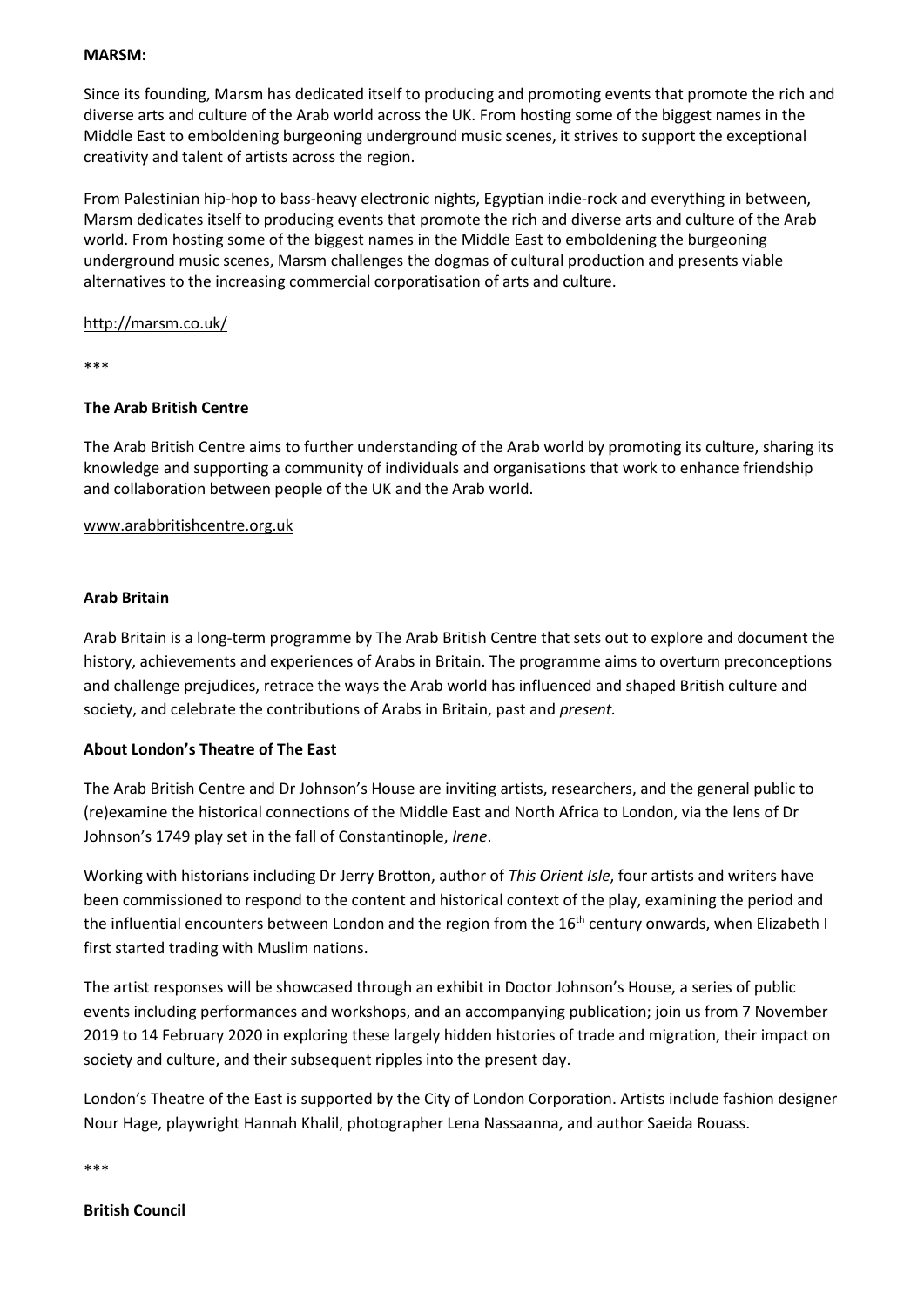**MARSM:**

Since its founding, Marsm has dedicated itself to producing and promoting events that promote the rich and diverse arts and culture of the Arab world across the UK. From hosting some of the biggest names in the Middle East to emboldening burgeoning underground music scenes, it strives to support the exceptional creativity and talent of artists across the region.

From Palestinian hip-hop to bass-heavy electronic nights, Egyptian indie-rock and everything in between, Marsm dedicates itself to producing events that promote the rich and diverse arts and culture of the Arab world. From hosting some of the biggest names in the Middle East to emboldening the burgeoning underground music scenes, Marsm challenges the dogmas of cultural production and presents viable alternatives to the increasing commercial corporatisation of arts and culture.

http://marsm.co.uk/

***

**The Arab British Centre**

The Arab British Centre aims to further understanding of the Arab world by promoting its culture, sharing its knowledge and supporting a community of individuals and organisations that work to enhance friendship and collaboration between people of the UK and the Arab world.

www.arabbritishcentre.org.uk

**Arab Britain**

Arab Britain is a long-term programme by The Arab British Centre that sets out to explore and document the history, achievements and experiences of Arabs in Britain. The programme aims to overturn preconceptions and challenge prejudices, retrace the ways the Arab world has influenced and shaped British culture and society, and celebrate the contributions of Arabs in Britain, past and *present.*

**About London's Theatre of The East**

The Arab British Centre and Dr Johnson's House are inviting artists, researchers, and the general public to (re)examine the historical connections of the Middle East and North Africa to London, via the lens of Dr Johnson's 1749 play set in the fall of Constantinople, *Irene*.

Working with historians including Dr Jerry Brotton, author of *This Orient Isle*, four artists and writers have been commissioned to respond to the content and historical context of the play, examining the period and the influential encounters between London and the region from the 16th century onwards, when Elizabeth I first started trading with Muslim nations.

The artist responses will be showcased through an exhibit in Doctor Johnson's House, a series of public events including performances and workshops, and an accompanying publication; join us from 7 November 2019 to 14 February 2020 in exploring these largely hidden histories of trade and migration, their impact on society and culture, and their subsequent ripples into the present day.

London's Theatre of the East is supported by the City of London Corporation. Artists include fashion designer Nour Hage, playwright Hannah Khalil, photographer Lena Nassaanna, and author Saeida Rouass.

***

**British Council**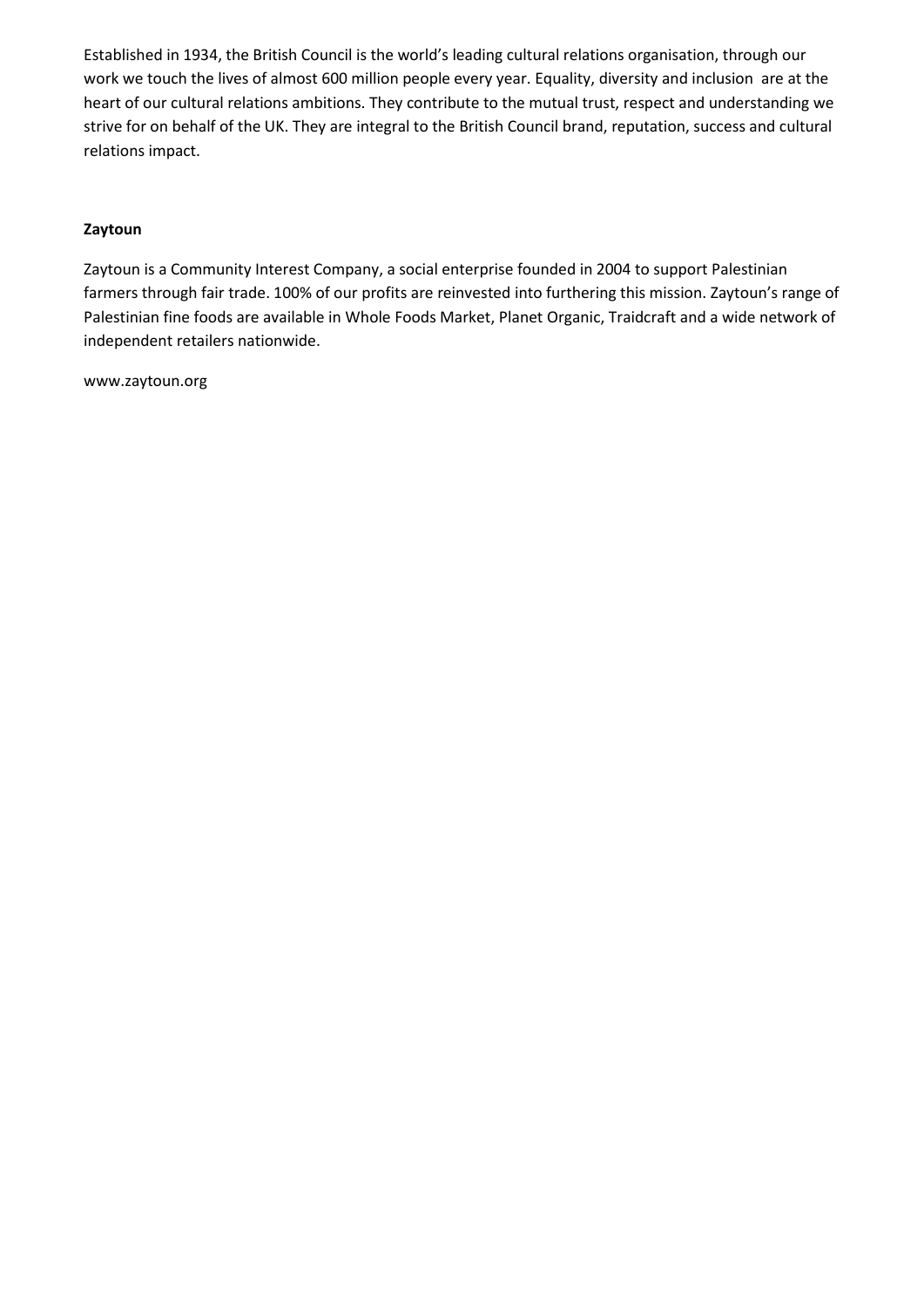Established in 1934, the British Council is the world's leading cultural relations organisation, through our work we touch the lives of almost 600 million people every year. Equality, diversity and inclusion are at the heart of our cultural relations ambitions. They contribute to the mutual trust, respect and understanding we strive for on behalf of the UK. They are integral to the British Council brand, reputation, success and cultural relations impact.

**Zaytoun**

Zaytoun is a Community Interest Company, a social enterprise founded in 2004 to support Palestinian farmers through fair trade. 100% of our profits are reinvested into furthering this mission. Zaytoun's range of Palestinian fine foods are available in Whole Foods Market, Planet Organic, Traidcraft and a wide network of independent retailers nationwide.

www.zaytoun.org